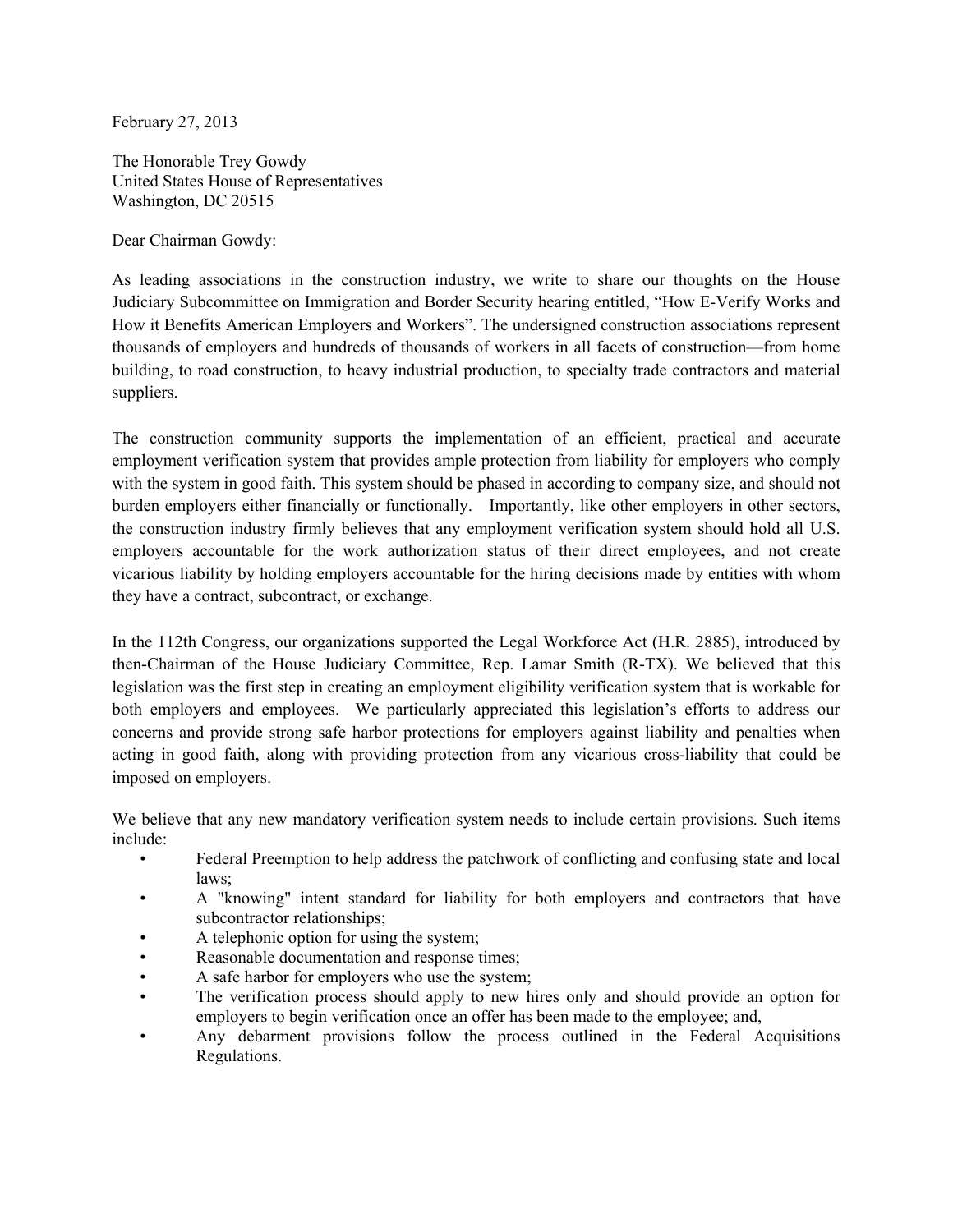February 27, 2013

The Honorable Trey Gowdy
United States House of Representatives
Washington, DC 20515

Dear Chairman Gowdy:

As leading associations in the construction industry, we write to share our thoughts on the House Judiciary Subcommittee on Immigration and Border Security hearing entitled, "How E-Verify Works and How it Benefits American Employers and Workers". The undersigned construction associations represent thousands of employers and hundreds of thousands of workers in all facets of construction—from home building, to road construction, to heavy industrial production, to specialty trade contractors and material suppliers.

The construction community supports the implementation of an efficient, practical and accurate employment verification system that provides ample protection from liability for employers who comply with the system in good faith. This system should be phased in according to company size, and should not burden employers either financially or functionally. Importantly, like other employers in other sectors, the construction industry firmly believes that any employment verification system should hold all U.S. employers accountable for the work authorization status of their direct employees, and not create vicarious liability by holding employers accountable for the hiring decisions made by entities with whom they have a contract, subcontract, or exchange.

In the 112th Congress, our organizations supported the Legal Workforce Act (H.R. 2885), introduced by then-Chairman of the House Judiciary Committee, Rep. Lamar Smith (R-TX). We believed that this legislation was the first step in creating an employment eligibility verification system that is workable for both employers and employees. We particularly appreciated this legislation's efforts to address our concerns and provide strong safe harbor protections for employers against liability and penalties when acting in good faith, along with providing protection from any vicarious cross-liability that could be imposed on employers.

We believe that any new mandatory verification system needs to include certain provisions. Such items include:

- Federal Preemption to help address the patchwork of conflicting and confusing state and local laws;
- A "knowing" intent standard for liability for both employers and contractors that have subcontractor relationships;
- A telephonic option for using the system;
- Reasonable documentation and response times;
- A safe harbor for employers who use the system;
- The verification process should apply to new hires only and should provide an option for employers to begin verification once an offer has been made to the employee; and,
- Any debarment provisions follow the process outlined in the Federal Acquisitions Regulations.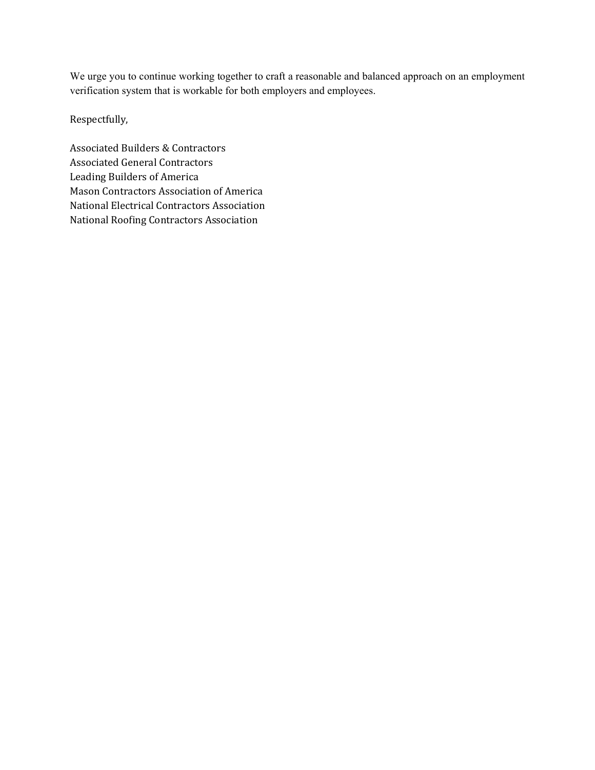We urge you to continue working together to craft a reasonable and balanced approach on an employment verification system that is workable for both employers and employees.

Respectfully,

Associated Builders & Contractors
Associated General Contractors
Leading Builders of America
Mason Contractors Association of America
National Electrical Contractors Association
National Roofing Contractors Association